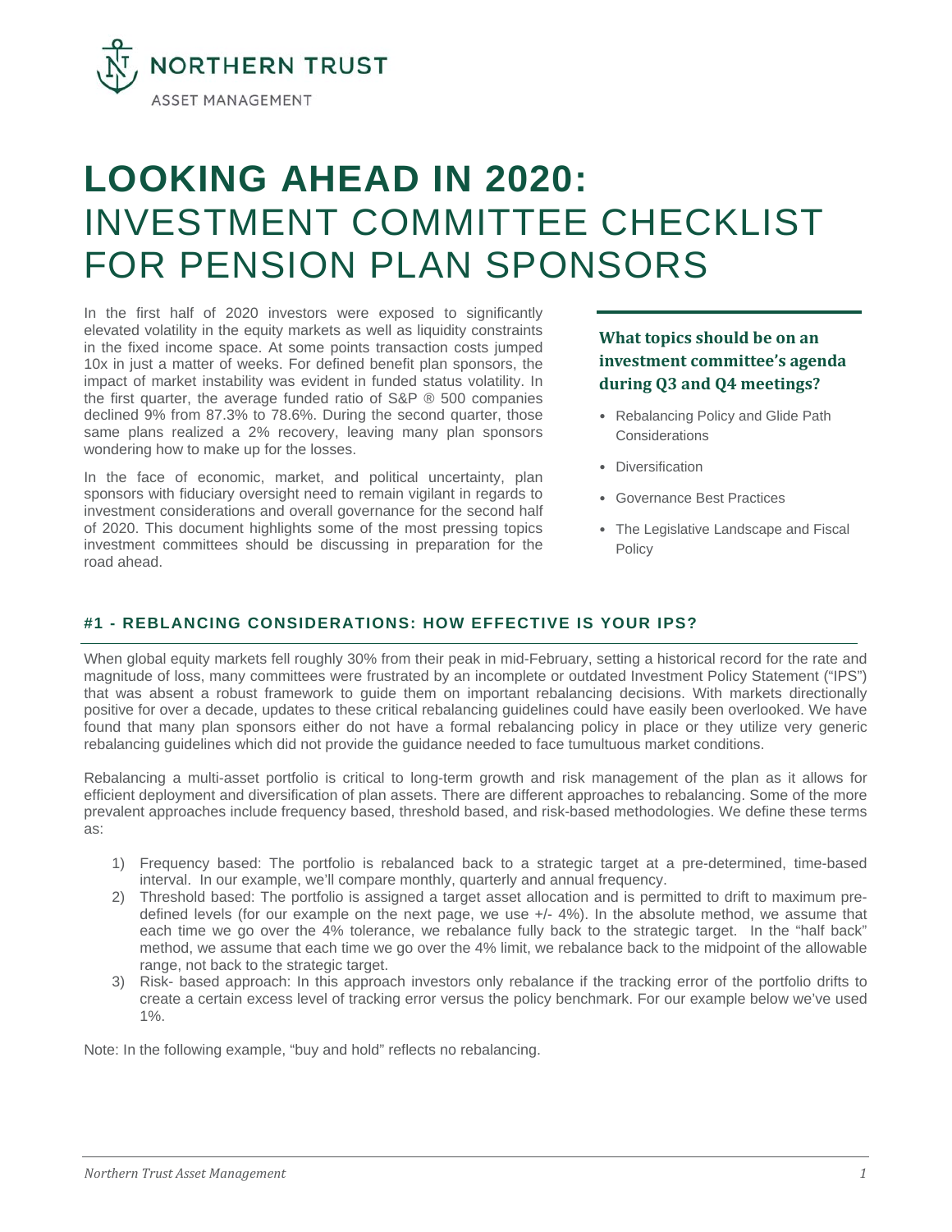NORTHERN TRUST

ASSET MANAGEMENT

# LOOKING AHEAD IN 2020: INVESTMENT COMMITTEE CHECKLIST FOR PENSION PLAN SPONSORS

In the first half of 2020 investors were exposed to significantly elevated volatility in the equity markets as well as liquidity constraints in the fixed income space. At some points transaction costs jumped 10x in just a matter of weeks. For defined benefit plan sponsors, the impact of market instability was evident in funded status volatility. In the first quarter, the average funded ratio of S&P ® 500 companies declined 9% from 87.3% to 78.6%. During the second quarter, those same plans realized a 2% recovery, leaving many plan sponsors wondering how to make up for the losses.

In the face of economic, market, and political uncertainty, plan sponsors with fiduciary oversight need to remain vigilant in regards to investment considerations and overall governance for the second half of 2020. This document highlights some of the most pressing topics investment committees should be discussing in preparation for the road ahead.

### What topics should be on an investment committee's agenda during Q3 and Q4 meetings?

- Rebalancing Policy and Glide Path Considerations
- Diversification
- Governance Best Practices
- The Legislative Landscape and Fiscal Policy

## #1 - REBLANCING CONSIDERATIONS: HOW EFFECTIVE IS YOUR IPS?

When global equity markets fell roughly 30% from their peak in mid-February, setting a historical record for the rate and magnitude of loss, many committees were frustrated by an incomplete or outdated Investment Policy Statement ("IPS") that was absent a robust framework to guide them on important rebalancing decisions. With markets directionally positive for over a decade, updates to these critical rebalancing guidelines could have easily been overlooked. We have found that many plan sponsors either do not have a formal rebalancing policy in place or they utilize very generic rebalancing guidelines which did not provide the guidance needed to face tumultuous market conditions.

Rebalancing a multi-asset portfolio is critical to long-term growth and risk management of the plan as it allows for efficient deployment and diversification of plan assets. There are different approaches to rebalancing. Some of the more prevalent approaches include frequency based, threshold based, and risk-based methodologies. We define these terms as:

1) Frequency based: The portfolio is rebalanced back to a strategic target at a pre-determined, time-based interval. In our example, we'll compare monthly, quarterly and annual frequency.
2) Threshold based: The portfolio is assigned a target asset allocation and is permitted to drift to maximum pre-defined levels (for our example on the next page, we use +/- 4%). In the absolute method, we assume that each time we go over the 4% tolerance, we rebalance fully back to the strategic target. In the "half back" method, we assume that each time we go over the 4% limit, we rebalance back to the midpoint of the allowable range, not back to the strategic target.
3) Risk- based approach: In this approach investors only rebalance if the tracking error of the portfolio drifts to create a certain excess level of tracking error versus the policy benchmark. For our example below we've used 1%.

Note: In the following example, "buy and hold" reflects no rebalancing.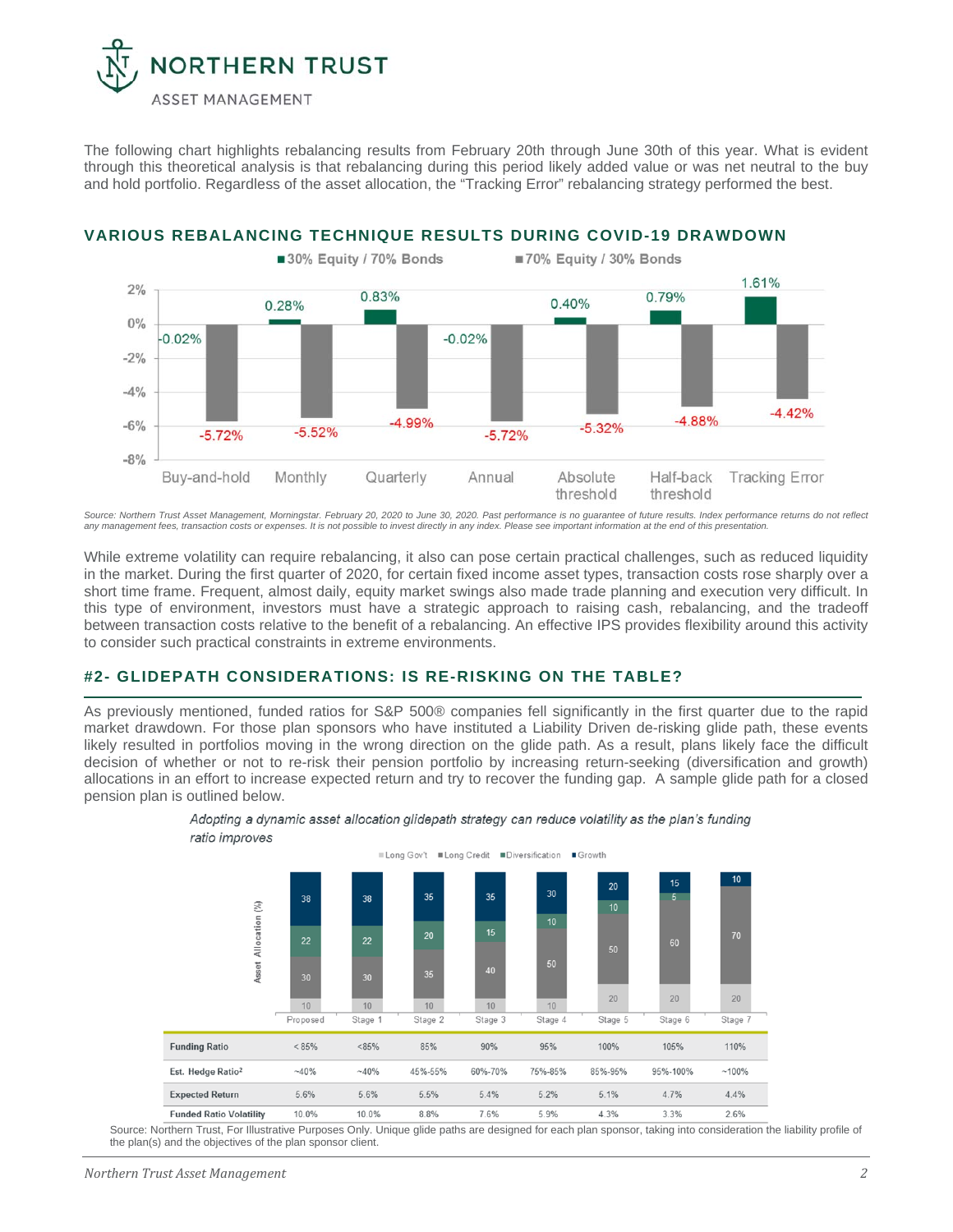The following chart highlights rebalancing results from February 20th through June 30th of this year. What is evident through this theoretical analysis is that rebalancing during this period likely added value or was net neutral to the buy and hold portfolio. Regardless of the asset allocation, the "Tracking Error" rebalancing strategy performed the best.

### VARIOUS REBALANCING TECHNIQUE RESULTS DURING COVID-19 DRAWDOWN

| | 30% Equity / 70% Bonds | 70% Equity / 30% Bonds |
|---|---|---|
| Buy-and-hold | -0.02% | -5.72% |
| Monthly | 0.28% | -5.52% |
| Quarterly | 0.83% | -4.99% |
| Annual | -0.02% | -5.72% |
| Absolute threshold | 0.40% | -5.32% |
| Half-back threshold | 0.79% | -4.88% |
| Tracking Error | 1.61% | -4.42% |

*Source: Northern Trust Asset Management, Morningstar. February 20, 2020 to June 30, 2020. Past performance is no guarantee of future results. Index performance returns do not reflect any management fees, transaction costs or expenses. It is not possible to invest directly in any index. Please see important information at the end of this presentation.*

While extreme volatility can require rebalancing, it also can pose certain practical challenges, such as reduced liquidity in the market. During the first quarter of 2020, for certain fixed income asset types, transaction costs rose sharply over a short time frame. Frequent, almost daily, equity market swings also made trade planning and execution very difficult. In this type of environment, investors must have a strategic approach to raising cash, rebalancing, and the tradeoff between transaction costs relative to the benefit of a rebalancing. An effective IPS provides flexibility around this activity to consider such practical constraints in extreme environments.

### #2- GLIDEPATH CONSIDERATIONS: IS RE-RISKING ON THE TABLE?

As previously mentioned, funded ratios for S&P 500® companies fell significantly in the first quarter due to the rapid market drawdown. For those plan sponsors who have instituted a Liability Driven de-risking glide path, these events likely resulted in portfolios moving in the wrong direction on the glide path. As a result, plans likely face the difficult decision of whether or not to re-risk their pension portfolio by increasing return-seeking (diversification and growth) allocations in an effort to increase expected return and try to recover the funding gap. A sample glide path for a closed pension plan is outlined below.

*Adopting a dynamic asset allocation glidepath strategy can reduce volatility as the plan's funding ratio improves*

Asset Allocation (%)

| | Proposed | Stage 1 | Stage 2 | Stage 3 | Stage 4 | Stage 5 | Stage 6 | Stage 7 |
|---|---|---|---|---|---|---|---|---|
| Long Gov't | 10 | 10 | 10 | 10 | 10 | 20 | 20 | 20 |
| Long Credit | 30 | 30 | 35 | 40 | 50 | 50 | 60 | 70 |
| Diversification | 22 | 22 | 20 | 15 | 10 | 10 | 5 | |
| Growth | 38 | 38 | 35 | 35 | 30 | 20 | 15 | 10 |
| **Funding Ratio** | < 85% | <85% | 85% | 90% | 95% | 100% | 105% | 110% |
| **Est. Hedge Ratio[2]** | ~40% | ~40% | 45%-55% | 60%-70% | 75%-85% | 85%-95% | 95%-100% | ~100% |
| **Expected Return** | 5.6% | 5.6% | 5.5% | 5.4% | 5.2% | 5.1% | 4.7% | 4.4% |
| **Funded Ratio Volatility** | 10.0% | 10.0% | 8.8% | 7.6% | 5.9% | 4.3% | 3.3% | 2.6% |

Source: Northern Trust, For Illustrative Purposes Only. Unique glide paths are designed for each plan sponsor, taking into consideration the liability profile of the plan(s) and the objectives of the plan sponsor client.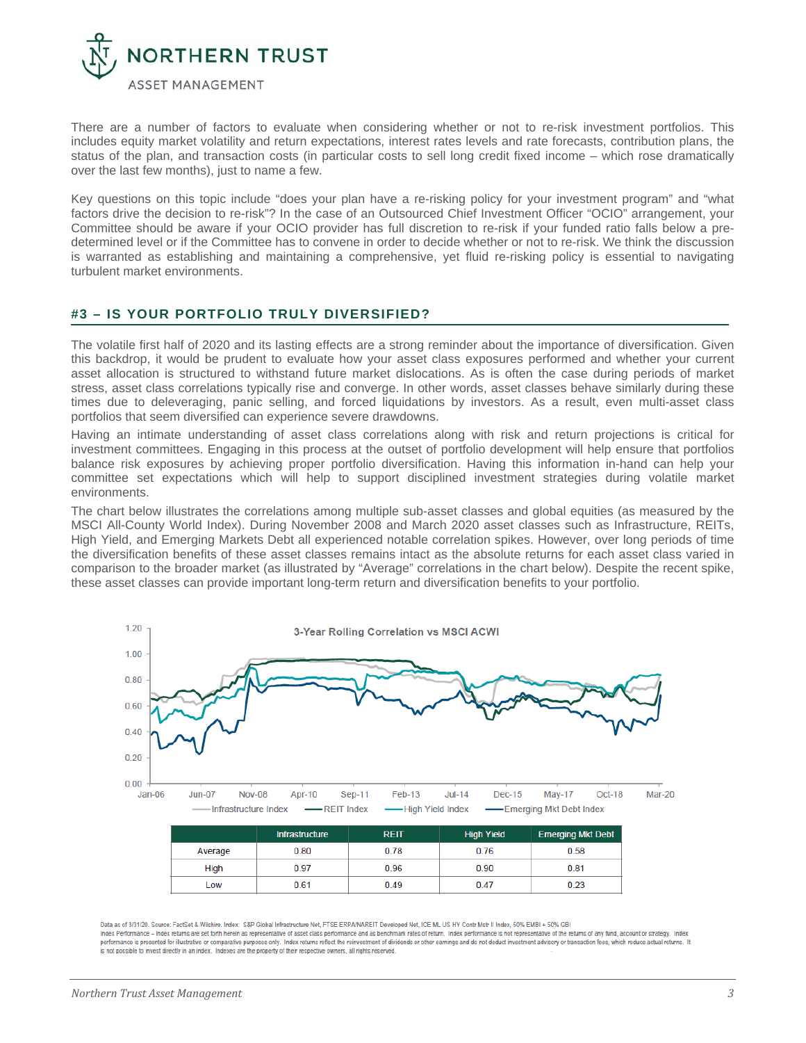There are a number of factors to evaluate when considering whether or not to re-risk investment portfolios. This includes equity market volatility and return expectations, interest rates levels and rate forecasts, contribution plans, the status of the plan, and transaction costs (in particular costs to sell long credit fixed income – which rose dramatically over the last few months), just to name a few.

Key questions on this topic include "does your plan have a re-risking policy for your investment program" and "what factors drive the decision to re-risk"? In the case of an Outsourced Chief Investment Officer "OCIO" arrangement, your Committee should be aware if your OCIO provider has full discretion to re-risk if your funded ratio falls below a pre-determined level or if the Committee has to convene in order to decide whether or not to re-risk. We think the discussion is warranted as establishing and maintaining a comprehensive, yet fluid re-risking policy is essential to navigating turbulent market environments.

## #3 – IS YOUR PORTFOLIO TRULY DIVERSIFIED?

The volatile first half of 2020 and its lasting effects are a strong reminder about the importance of diversification. Given this backdrop, it would be prudent to evaluate how your asset class exposures performed and whether your current asset allocation is structured to withstand future market dislocations. As is often the case during periods of market stress, asset class correlations typically rise and converge. In other words, asset classes behave similarly during these times due to deleveraging, panic selling, and forced liquidations by investors. As a result, even multi-asset class portfolios that seem diversified can experience severe drawdowns.

Having an intimate understanding of asset class correlations along with risk and return projections is critical for investment committees. Engaging in this process at the outset of portfolio development will help ensure that portfolios balance risk exposures by achieving proper portfolio diversification. Having this information in-hand can help your committee set expectations which will help to support disciplined investment strategies during volatile market environments.

The chart below illustrates the correlations among multiple sub-asset classes and global equities (as measured by the MSCI All-County World Index). During November 2008 and March 2020 asset classes such as Infrastructure, REITs, High Yield, and Emerging Markets Debt all experienced notable correlation spikes. However, over long periods of time the diversification benefits of these asset classes remains intact as the absolute returns for each asset class varied in comparison to the broader market (as illustrated by "Average" correlations in the chart below). Despite the recent spike, these asset classes can provide important long-term return and diversification benefits to your portfolio.

3-Year Rolling Correlation vs MSCI ACWI

| | Infrastructure | REIT | High Yield | Emerging Mkt Debt |
|---|---|---|---|---|
| Average | 0.80 | 0.78 | 0.76 | 0.58 |
| High | 0.97 | 0.96 | 0.90 | 0.81 |
| Low | 0.61 | 0.49 | 0.47 | 0.23 |

Data as of 3/31/20. Source: FactSet & Wilshire. Index: S&P Global Infrastructure Net, FTSE ERPA/NAREIT Developed Net, ICE ML US HY Contr Mcfr II Index, 50% EMBI + 50% GBI
Index Performance – Index returns are set forth herein as representative of asset class performance and as benchmark rates of return. Index performance is not representative of the returns of any fund, account or strategy. Index performance is presented for illustrative or comparative purposes only. Index returns reflect the reinvestment of dividends or other earnings and do not deduct investment advisory or transaction fees, which reduce actual returns. It is not possible to invest directly in an index. Indexes are the property of their respective owners, all rights reserved.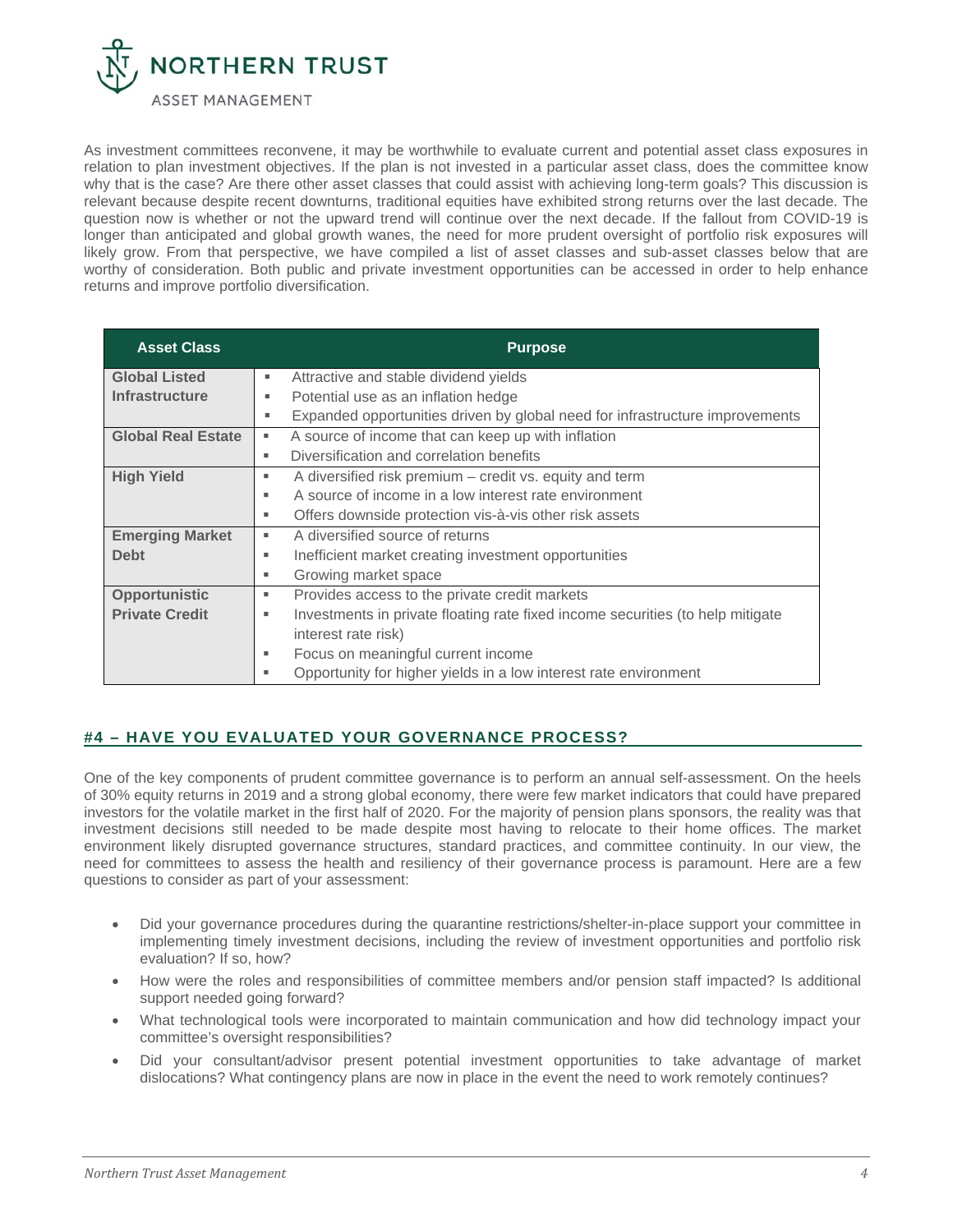As investment committees reconvene, it may be worthwhile to evaluate current and potential asset class exposures in relation to plan investment objectives. If the plan is not invested in a particular asset class, does the committee know why that is the case? Are there other asset classes that could assist with achieving long-term goals? This discussion is relevant because despite recent downturns, traditional equities have exhibited strong returns over the last decade. The question now is whether or not the upward trend will continue over the next decade. If the fallout from COVID-19 is longer than anticipated and global growth wanes, the need for more prudent oversight of portfolio risk exposures will likely grow. From that perspective, we have compiled a list of asset classes and sub-asset classes below that are worthy of consideration. Both public and private investment opportunities can be accessed in order to help enhance returns and improve portfolio diversification.

| Asset Class | Purpose |
| --- | --- |
| **Global Listed Infrastructure** | ▪ Attractive and stable dividend yields<br>▪ Potential use as an inflation hedge<br>▪ Expanded opportunities driven by global need for infrastructure improvements |
| **Global Real Estate** | ▪ A source of income that can keep up with inflation<br>▪ Diversification and correlation benefits |
| **High Yield** | ▪ A diversified risk premium – credit vs. equity and term<br>▪ A source of income in a low interest rate environment<br>▪ Offers downside protection vis-à-vis other risk assets |
| **Emerging Market Debt** | ▪ A diversified source of returns<br>▪ Inefficient market creating investment opportunities<br>▪ Growing market space |
| **Opportunistic Private Credit** | ▪ Provides access to the private credit markets<br>▪ Investments in private floating rate fixed income securities (to help mitigate interest rate risk)<br>▪ Focus on meaningful current income<br>▪ Opportunity for higher yields in a low interest rate environment |

## #4 – HAVE YOU EVALUATED YOUR GOVERNANCE PROCESS?

One of the key components of prudent committee governance is to perform an annual self-assessment. On the heels of 30% equity returns in 2019 and a strong global economy, there were few market indicators that could have prepared investors for the volatile market in the first half of 2020. For the majority of pension plans sponsors, the reality was that investment decisions still needed to be made despite most having to relocate to their home offices. The market environment likely disrupted governance structures, standard practices, and committee continuity. In our view, the need for committees to assess the health and resiliency of their governance process is paramount. Here are a few questions to consider as part of your assessment:

- Did your governance procedures during the quarantine restrictions/shelter-in-place support your committee in implementing timely investment decisions, including the review of investment opportunities and portfolio risk evaluation? If so, how?
- How were the roles and responsibilities of committee members and/or pension staff impacted? Is additional support needed going forward?
- What technological tools were incorporated to maintain communication and how did technology impact your committee's oversight responsibilities?
- Did your consultant/advisor present potential investment opportunities to take advantage of market dislocations? What contingency plans are now in place in the event the need to work remotely continues?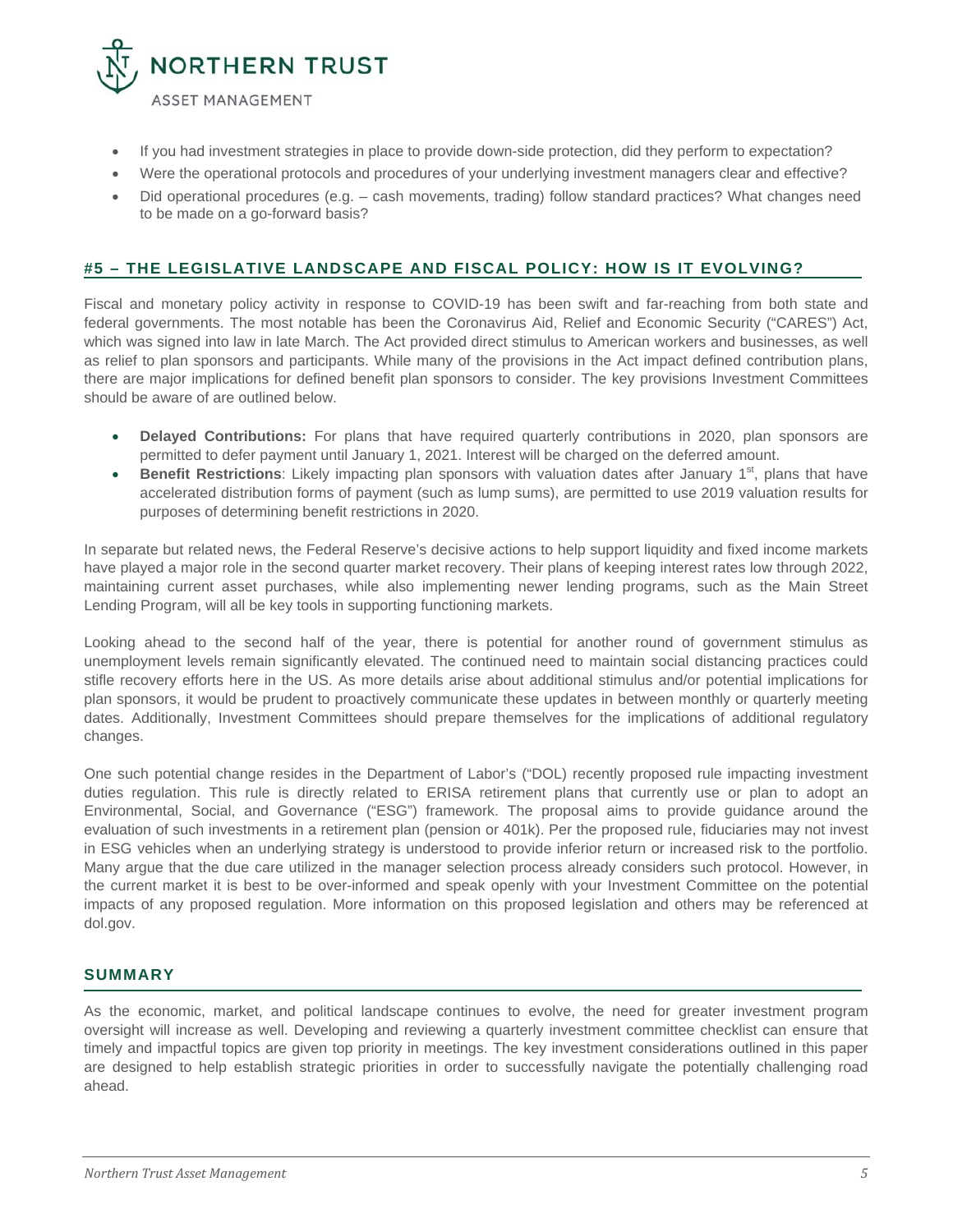- If you had investment strategies in place to provide down-side protection, did they perform to expectation?
- Were the operational protocols and procedures of your underlying investment managers clear and effective?
- Did operational procedures (e.g. – cash movements, trading) follow standard practices? What changes need to be made on a go-forward basis?

## #5 – THE LEGISLATIVE LANDSCAPE AND FISCAL POLICY: HOW IS IT EVOLVING?

Fiscal and monetary policy activity in response to COVID-19 has been swift and far-reaching from both state and federal governments. The most notable has been the Coronavirus Aid, Relief and Economic Security ("CARES") Act, which was signed into law in late March. The Act provided direct stimulus to American workers and businesses, as well as relief to plan sponsors and participants. While many of the provisions in the Act impact defined contribution plans, there are major implications for defined benefit plan sponsors to consider. The key provisions Investment Committees should be aware of are outlined below.

- **Delayed Contributions:** For plans that have required quarterly contributions in 2020, plan sponsors are permitted to defer payment until January 1, 2021. Interest will be charged on the deferred amount.
- **Benefit Restrictions**: Likely impacting plan sponsors with valuation dates after January 1st, plans that have accelerated distribution forms of payment (such as lump sums), are permitted to use 2019 valuation results for purposes of determining benefit restrictions in 2020.

In separate but related news, the Federal Reserve's decisive actions to help support liquidity and fixed income markets have played a major role in the second quarter market recovery. Their plans of keeping interest rates low through 2022, maintaining current asset purchases, while also implementing newer lending programs, such as the Main Street Lending Program, will all be key tools in supporting functioning markets.

Looking ahead to the second half of the year, there is potential for another round of government stimulus as unemployment levels remain significantly elevated. The continued need to maintain social distancing practices could stifle recovery efforts here in the US. As more details arise about additional stimulus and/or potential implications for plan sponsors, it would be prudent to proactively communicate these updates in between monthly or quarterly meeting dates. Additionally, Investment Committees should prepare themselves for the implications of additional regulatory changes.

One such potential change resides in the Department of Labor's ("DOL) recently proposed rule impacting investment duties regulation. This rule is directly related to ERISA retirement plans that currently use or plan to adopt an Environmental, Social, and Governance ("ESG") framework. The proposal aims to provide guidance around the evaluation of such investments in a retirement plan (pension or 401k). Per the proposed rule, fiduciaries may not invest in ESG vehicles when an underlying strategy is understood to provide inferior return or increased risk to the portfolio. Many argue that the due care utilized in the manager selection process already considers such protocol. However, in the current market it is best to be over-informed and speak openly with your Investment Committee on the potential impacts of any proposed regulation. More information on this proposed legislation and others may be referenced at dol.gov.

## SUMMARY

As the economic, market, and political landscape continues to evolve, the need for greater investment program oversight will increase as well. Developing and reviewing a quarterly investment committee checklist can ensure that timely and impactful topics are given top priority in meetings. The key investment considerations outlined in this paper are designed to help establish strategic priorities in order to successfully navigate the potentially challenging road ahead.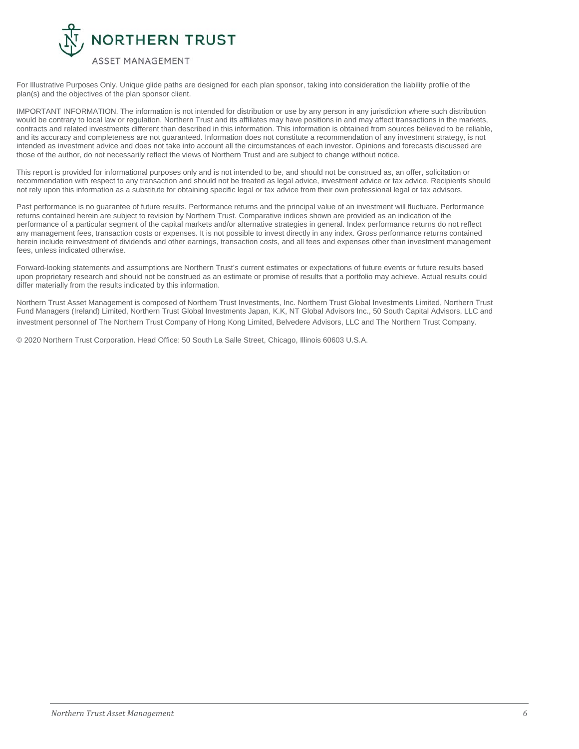For Illustrative Purposes Only. Unique glide paths are designed for each plan sponsor, taking into consideration the liability profile of the plan(s) and the objectives of the plan sponsor client.

IMPORTANT INFORMATION. The information is not intended for distribution or use by any person in any jurisdiction where such distribution would be contrary to local law or regulation. Northern Trust and its affiliates may have positions in and may affect transactions in the markets, contracts and related investments different than described in this information. This information is obtained from sources believed to be reliable, and its accuracy and completeness are not guaranteed. Information does not constitute a recommendation of any investment strategy, is not intended as investment advice and does not take into account all the circumstances of each investor. Opinions and forecasts discussed are those of the author, do not necessarily reflect the views of Northern Trust and are subject to change without notice.

This report is provided for informational purposes only and is not intended to be, and should not be construed as, an offer, solicitation or recommendation with respect to any transaction and should not be treated as legal advice, investment advice or tax advice. Recipients should not rely upon this information as a substitute for obtaining specific legal or tax advice from their own professional legal or tax advisors.

Past performance is no guarantee of future results. Performance returns and the principal value of an investment will fluctuate. Performance returns contained herein are subject to revision by Northern Trust. Comparative indices shown are provided as an indication of the performance of a particular segment of the capital markets and/or alternative strategies in general. Index performance returns do not reflect any management fees, transaction costs or expenses. It is not possible to invest directly in any index. Gross performance returns contained herein include reinvestment of dividends and other earnings, transaction costs, and all fees and expenses other than investment management fees, unless indicated otherwise.

Forward-looking statements and assumptions are Northern Trust's current estimates or expectations of future events or future results based upon proprietary research and should not be construed as an estimate or promise of results that a portfolio may achieve. Actual results could differ materially from the results indicated by this information.

Northern Trust Asset Management is composed of Northern Trust Investments, Inc. Northern Trust Global Investments Limited, Northern Trust Fund Managers (Ireland) Limited, Northern Trust Global Investments Japan, K.K, NT Global Advisors Inc., 50 South Capital Advisors, LLC and investment personnel of The Northern Trust Company of Hong Kong Limited, Belvedere Advisors, LLC and The Northern Trust Company.

© 2020 Northern Trust Corporation. Head Office: 50 South La Salle Street, Chicago, Illinois 60603 U.S.A.